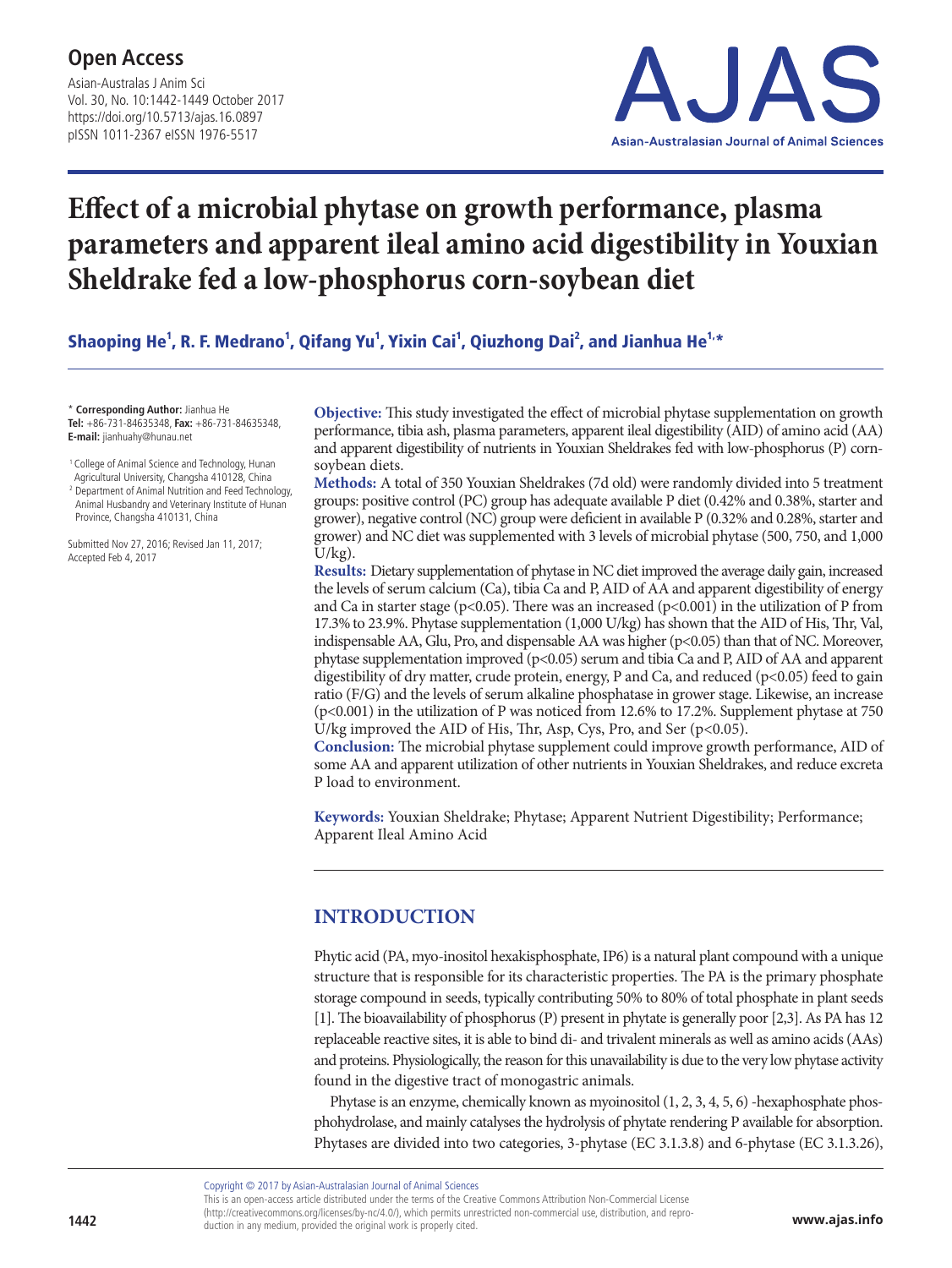# Effect of a microbial phytase on growth performance, plasma parameters and apparent ileal amino acid digestibility in Youxian Sheldrake fed a low-phosphorus corn-soybean diet

**Shaoping He[1], R. F. Medrano[1], Qifang Yu[1], Yixin Cai[1], Qiuzhong Dai[2], and Jianhua He[1,*]**

\* **Corresponding Author:** Jianhua He
**Tel:** +86-731-84635348, **Fax:** +86-731-84635348,
**E-mail:** jianhuahy@hunau.net

[1] College of Animal Science and Technology, Hunan Agricultural University, Changsha 410128, China
[2] Department of Animal Nutrition and Feed Technology, Animal Husbandry and Veterinary Institute of Hunan Province, Changsha 410131, China

Submitted Nov 27, 2016; Revised Jan 11, 2017; Accepted Feb 4, 2017

**Objective:** This study investigated the effect of microbial phytase supplementation on growth performance, tibia ash, plasma parameters, apparent ileal digestibility (AID) of amino acid (AA) and apparent digestibility of nutrients in Youxian Sheldrakes fed with low-phosphorus (P) corn-soybean diets.

**Methods:** A total of 350 Youxian Sheldrakes (7d old) were randomly divided into 5 treatment groups: positive control (PC) group has adequate available P diet (0.42% and 0.38%, starter and grower), negative control (NC) group were deficient in available P (0.32% and 0.28%, starter and grower) and NC diet was supplemented with 3 levels of microbial phytase (500, 750, and 1,000 U/kg).

**Results:** Dietary supplementation of phytase in NC diet improved the average daily gain, increased the levels of serum calcium (Ca), tibia Ca and P, AID of AA and apparent digestibility of energy and Ca in starter stage ($p<0.05$). There was an increased ($p<0.001$) in the utilization of P from 17.3% to 23.9%. Phytase supplementation (1,000 U/kg) has shown that the AID of His, Thr, Val, indispensable AA, Glu, Pro, and dispensable AA was higher ($p<0.05$) than that of NC. Moreover, phytase supplementation improved ($p<0.05$) serum and tibia Ca and P, AID of AA and apparent digestibility of dry matter, crude protein, energy, P and Ca, and reduced ($p<0.05$) feed to gain ratio (F/G) and the levels of serum alkaline phosphatase in grower stage. Likewise, an increase ($p<0.001$) in the utilization of P was noticed from 12.6% to 17.2%. Supplement phytase at 750 U/kg improved the AID of His, Thr, Asp, Cys, Pro, and Ser ($p<0.05$).

**Conclusion:** The microbial phytase supplement could improve growth performance, AID of some AA and apparent utilization of other nutrients in Youxian Sheldrakes, and reduce excreta P load to environment.

**Keywords:** Youxian Sheldrake; Phytase; Apparent Nutrient Digestibility; Performance; Apparent Ileal Amino Acid

## INTRODUCTION

Phytic acid (PA, myo-inositol hexakisphosphate, IP6) is a natural plant compound with a unique structure that is responsible for its characteristic properties. The PA is the primary phosphate storage compound in seeds, typically contributing 50% to 80% of total phosphate in plant seeds [1]. The bioavailability of phosphorus (P) present in phytate is generally poor [2,3]. As PA has 12 replaceable reactive sites, it is able to bind di- and trivalent minerals as well as amino acids (AAs) and proteins. Physiologically, the reason for this unavailability is due to the very low phytase activity found in the digestive tract of monogastric animals.

Phytase is an enzyme, chemically known as myoinositol (1, 2, 3, 4, 5, 6) -hexaphosphate phosphohydrolase, and mainly catalyses the hydrolysis of phytate rendering P available for absorption. Phytases are divided into two categories, 3-phytase (EC 3.1.3.8) and 6-phytase (EC 3.1.3.26),

Copyright © 2017 by Asian-Australasian Journal of Animal Sciences
This is an open-access article distributed under the terms of the Creative Commons Attribution Non-Commercial License (http://creativecommons.org/licenses/by-nc/4.0/), which permits unrestricted non-commercial use, distribution, and reproduction in any medium, provided the original work is properly cited.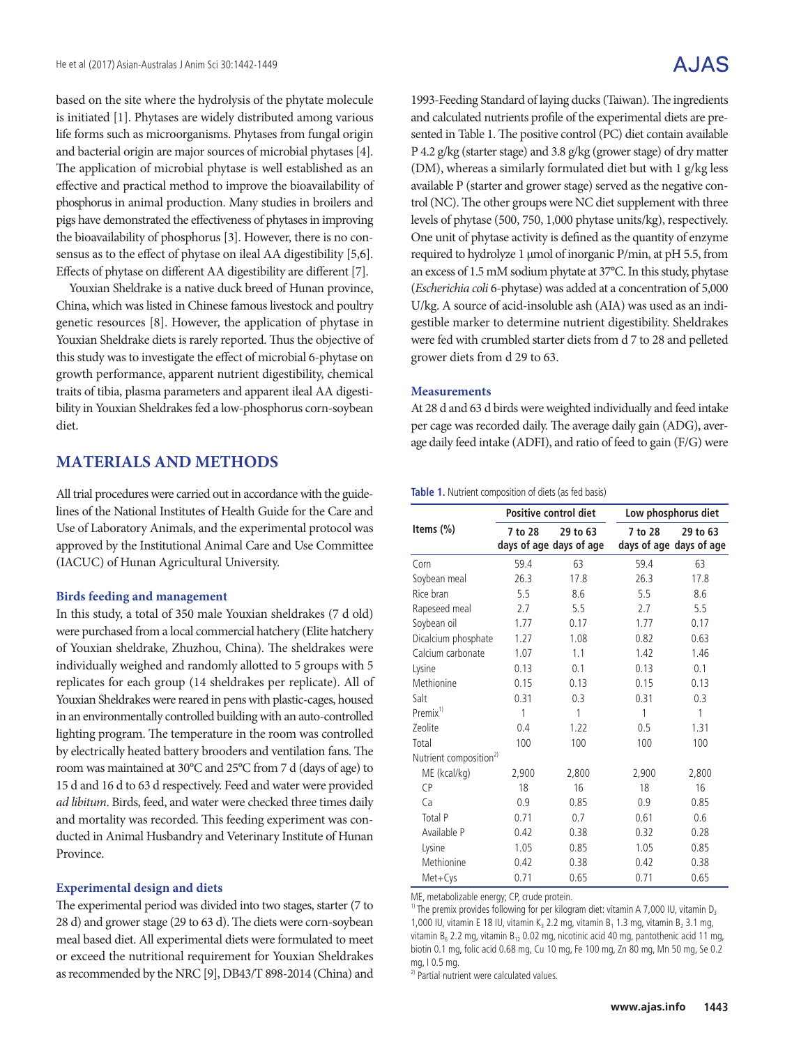based on the site where the hydrolysis of the phytate molecule is initiated [1]. Phytases are widely distributed among various life forms such as microorganisms. Phytases from fungal origin and bacterial origin are major sources of microbial phytases [4]. The application of microbial phytase is well established as an effective and practical method to improve the bioavailability of phosphorus in animal production. Many studies in broilers and pigs have demonstrated the effectiveness of phytases in improving the bioavailability of phosphorus [3]. However, there is no consensus as to the effect of phytase on ileal AA digestibility [5,6]. Effects of phytase on different AA digestibility are different [7].

Youxian Sheldrake is a native duck breed of Hunan province, China, which was listed in Chinese famous livestock and poultry genetic resources [8]. However, the application of phytase in Youxian Sheldrake diets is rarely reported. Thus the objective of this study was to investigate the effect of microbial 6-phytase on growth performance, apparent nutrient digestibility, chemical traits of tibia, plasma parameters and apparent ileal AA digestibility in Youxian Sheldrakes fed a low-phosphorus corn-soybean diet.

## MATERIALS AND METHODS

All trial procedures were carried out in accordance with the guidelines of the National Institutes of Health Guide for the Care and Use of Laboratory Animals, and the experimental protocol was approved by the Institutional Animal Care and Use Committee (IACUC) of Hunan Agricultural University.

### Birds feeding and management

In this study, a total of 350 male Youxian sheldrakes (7 d old) were purchased from a local commercial hatchery (Elite hatchery of Youxian sheldrake, Zhuzhou, China). The sheldrakes were individually weighed and randomly allotted to 5 groups with 5 replicates for each group (14 sheldrakes per replicate). All of Youxian Sheldrakes were reared in pens with plastic-cages, housed in an environmentally controlled building with an auto-controlled lighting program. The temperature in the room was controlled by electrically heated battery brooders and ventilation fans. The room was maintained at 30°C and 25°C from 7 d (days of age) to 15 d and 16 d to 63 d respectively. Feed and water were provided *ad libitum*. Birds, feed, and water were checked three times daily and mortality was recorded. This feeding experiment was conducted in Animal Husbandry and Veterinary Institute of Hunan Province.

### Experimental design and diets

The experimental period was divided into two stages, starter (7 to 28 d) and grower stage (29 to 63 d). The diets were corn-soybean meal based diet. All experimental diets were formulated to meet or exceed the nutritional requirement for Youxian Sheldrakes as recommended by the NRC [9], DB43/T 898-2014 (China) and 1993-Feeding Standard of laying ducks (Taiwan). The ingredients and calculated nutrients profile of the experimental diets are presented in Table 1. The positive control (PC) diet contain available P 4.2 g/kg (starter stage) and 3.8 g/kg (grower stage) of dry matter (DM), whereas a similarly formulated diet but with 1 g/kg less available P (starter and grower stage) served as the negative control (NC). The other groups were NC diet supplement with three levels of phytase (500, 750, 1,000 phytase units/kg), respectively. One unit of phytase activity is defined as the quantity of enzyme required to hydrolyze 1 μmol of inorganic P/min, at pH 5.5, from an excess of 1.5 mM sodium phytate at 37°C. In this study, phytase (*Escherichia coli* 6-phytase) was added at a concentration of 5,000 U/kg. A source of acid-insoluble ash (AIA) was used as an indigestible marker to determine nutrient digestibility. Sheldrakes were fed with crumbled starter diets from d 7 to 28 and pelleted grower diets from d 29 to 63.

### Measurements

At 28 d and 63 d birds were weighted individually and feed intake per cage was recorded daily. The average daily gain (ADG), average daily feed intake (ADFI), and ratio of feed to gain (F/G) were

**Table 1.** Nutrient composition of diets (as fed basis)

| Items (%) | Positive control diet | | Low phosphorus diet | |
|---|---|---|---|---|
| | 7 to 28 days of age | 29 to 63 days of age | 7 to 28 days of age | 29 to 63 days of age |
| Corn | 59.4 | 63 | 59.4 | 63 |
| Soybean meal | 26.3 | 17.8 | 26.3 | 17.8 |
| Rice bran | 5.5 | 8.6 | 5.5 | 8.6 |
| Rapeseed meal | 2.7 | 5.5 | 2.7 | 5.5 |
| Soybean oil | 1.77 | 0.17 | 1.77 | 0.17 |
| Dicalcium phosphate | 1.27 | 1.08 | 0.82 | 0.63 |
| Calcium carbonate | 1.07 | 1.1 | 1.42 | 1.46 |
| Lysine | 0.13 | 0.1 | 0.13 | 0.1 |
| Methionine | 0.15 | 0.13 | 0.15 | 0.13 |
| Salt | 0.31 | 0.3 | 0.31 | 0.3 |
| Premix[1)] | 1 | 1 | 1 | 1 |
| Zeolite | 0.4 | 1.22 | 0.5 | 1.31 |
| Total | 100 | 100 | 100 | 100 |
| Nutrient composition[2)] | | | | |
| ME (kcal/kg) | 2,900 | 2,800 | 2,900 | 2,800 |
| CP | 18 | 16 | 18 | 16 |
| Ca | 0.9 | 0.85 | 0.9 | 0.85 |
| Total P | 0.71 | 0.7 | 0.61 | 0.6 |
| Available P | 0.42 | 0.38 | 0.32 | 0.28 |
| Lysine | 1.05 | 0.85 | 1.05 | 0.85 |
| Methionine | 0.42 | 0.38 | 0.42 | 0.38 |
| Met+Cys | 0.71 | 0.65 | 0.71 | 0.65 |

ME, metabolizable energy; CP, crude protein.

[1)] The premix provides following for per kilogram diet: vitamin A 7,000 IU, vitamin $D_3$ 1,000 IU, vitamin E 18 IU, vitamin $K_3$ 2.2 mg, vitamin $B_1$ 1.3 mg, vitamin $B_2$ 3.1 mg, vitamin $B_6$ 2.2 mg, vitamin $B_{12}$ 0.02 mg, nicotinic acid 40 mg, pantothenic acid 11 mg, biotin 0.1 mg, folic acid 0.68 mg, Cu 10 mg, Fe 100 mg, Zn 80 mg, Mn 50 mg, Se 0.2 mg, I 0.5 mg.

[2)] Partial nutrient were calculated values.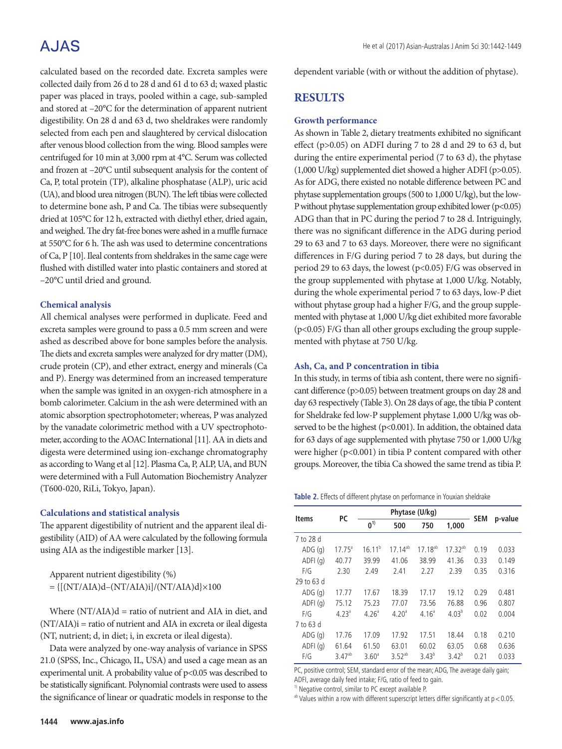calculated based on the recorded date. Excreta samples were collected daily from 26 d to 28 d and 61 d to 63 d; waxed plastic paper was placed in trays, pooled within a cage, sub-sampled and stored at –20°C for the determination of apparent nutrient digestibility. On 28 d and 63 d, two sheldrakes were randomly selected from each pen and slaughtered by cervical dislocation after venous blood collection from the wing. Blood samples were centrifuged for 10 min at 3,000 rpm at 4°C. Serum was collected and frozen at –20°C until subsequent analysis for the content of Ca, P, total protein (TP), alkaline phosphatase (ALP), uric acid (UA), and blood urea nitrogen (BUN). The left tibias were collected to determine bone ash, P and Ca. The tibias were subsequently dried at 105°C for 12 h, extracted with diethyl ether, dried again, and weighed. The dry fat-free bones were ashed in a muffle furnace at 550°C for 6 h. The ash was used to determine concentrations of Ca, P [10]. Ileal contents from sheldrakes in the same cage were flushed with distilled water into plastic containers and stored at –20°C until dried and ground.

### Chemical analysis

All chemical analyses were performed in duplicate. Feed and excreta samples were ground to pass a 0.5 mm screen and were ashed as described above for bone samples before the analysis. The diets and excreta samples were analyzed for dry matter (DM), crude protein (CP), and ether extract, energy and minerals (Ca and P). Energy was determined from an increased temperature when the sample was ignited in an oxygen-rich atmosphere in a bomb calorimeter. Calcium in the ash were determined with an atomic absorption spectrophotometer; whereas, P was analyzed by the vanadate colorimetric method with a UV spectrophotometer, according to the AOAC International [11]. AA in diets and digesta were determined using ion-exchange chromatography as according to Wang et al [12]. Plasma Ca, P, ALP, UA, and BUN were determined with a Full Automation Biochemistry Analyzer (T600-020, RiLi, Tokyo, Japan).

### Calculations and statistical analysis

The apparent digestibility of nutrient and the apparent ileal digestibility (AID) of AA were calculated by the following formula using AIA as the indigestible marker [13].

$$\text{Apparent nutrient digestibility (\%)} = \{[(NT/AIA)d-(NT/AIA)i]/(NT/AIA)d\}\times 100$$

Where (NT/AIA)d = ratio of nutrient and AIA in diet, and (NT/AIA)i = ratio of nutrient and AIA in excreta or ileal digesta (NT, nutrient; d, in diet; i, in excreta or ileal digesta).

Data were analyzed by one-way analysis of variance in SPSS 21.0 (SPSS, Inc., Chicago, IL, USA) and used a cage mean as an experimental unit. A probability value of $p<0.05$ was described to be statistically significant. Polynomial contrasts were used to assess the significance of linear or quadratic models in response to the dependent variable (with or without the addition of phytase).

## RESULTS

### Growth performance

As shown in Table 2, dietary treatments exhibited no significant effect ($p>0.05$) on ADFI during 7 to 28 d and 29 to 63 d, but during the entire experimental period (7 to 63 d), the phytase (1,000 U/kg) supplemented diet showed a higher ADFI ($p>0.05$). As for ADG, there existed no notable difference between PC and phytase supplementation groups (500 to 1,000 U/kg), but the low-P without phytase supplementation group exhibited lower ($p<0.05$) ADG than that in PC during the period 7 to 28 d. Intriguingly, there was no significant difference in the ADG during period 29 to 63 and 7 to 63 days. Moreover, there were no significant differences in F/G during period 7 to 28 days, but during the period 29 to 63 days, the lowest ($p<0.05$) F/G was observed in the group supplemented with phytase at 1,000 U/kg. Notably, during the whole experimental period 7 to 63 days, low-P diet without phytase group had a higher F/G, and the group supplemented with phytase at 1,000 U/kg diet exhibited more favorable ($p<0.05$) F/G than all other groups excluding the group supplemented with phytase at 750 U/kg.

### Ash, Ca, and P concentration in tibia

In this study, in terms of tibia ash content, there were no significant difference ($p>0.05$) between treatment groups on day 28 and day 63 respectively (Table 3). On 28 days of age, the tibia P content for Sheldrake fed low-P supplement phytase 1,000 U/kg was observed to be the highest ($p<0.001$). In addition, the obtained data for 63 days of age supplemented with phytase 750 or 1,000 U/kg were higher ($p<0.001$) in tibia P content compared with other groups. Moreover, the tibia Ca showed the same trend as tibia P.

**Table 2.** Effects of different phytase on performance in Youxian sheldrake

| Items | PC | Phytase (U/kg) | | | | SEM | p-value |
|---|---|---|---|---|---|---|---|
| | | 0[1)] | 500 | 750 | 1,000 | | |
| 7 to 28 d | | | | | | | |
| ADG (g) | 17.75[a] | 16.11[b] | 17.14[ab] | 17.18[ab] | 17.32[ab] | 0.19 | 0.033 |
| ADFI (g) | 40.77 | 39.99 | 41.06 | 38.99 | 41.36 | 0.33 | 0.149 |
| F/G | 2.30 | 2.49 | 2.41 | 2.27 | 2.39 | 0.35 | 0.316 |
| 29 to 63 d | | | | | | | |
| ADG (g) | 17.77 | 17.67 | 18.39 | 17.17 | 19.12 | 0.29 | 0.481 |
| ADFI (g) | 75.12 | 75.23 | 77.07 | 73.56 | 76.88 | 0.96 | 0.807 |
| F/G | 4.23[a] | 4.26[a] | 4.20[a] | 4.16[a] | 4.03[b] | 0.02 | 0.004 |
| 7 to 63 d | | | | | | | |
| ADG (g) | 17.76 | 17.09 | 17.92 | 17.51 | 18.44 | 0.18 | 0.210 |
| ADFI (g) | 61.64 | 61.50 | 63.01 | 60.02 | 63.05 | 0.68 | 0.636 |
| F/G | 3.47[ab] | 3.60[a] | 3.52[ab] | 3.43[b] | 3.42[b] | 0.21 | 0.033 |

PC, positive control; SEM, standard error of the mean; ADG, The average daily gain; ADFI, average daily feed intake; F/G, ratio of feed to gain.

[1)] Negative control, similar to PC except available P.

[ab] Values within a row with different superscript letters differ significantly at $p<0.05$.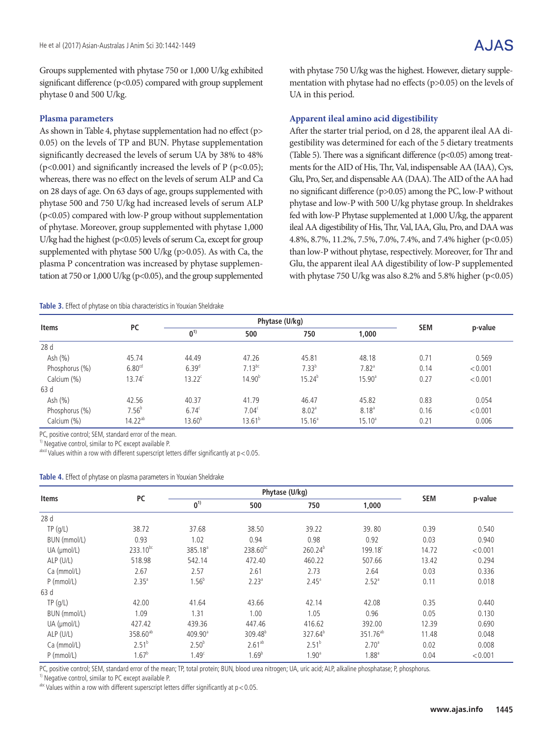Groups supplemented with phytase 750 or 1,000 U/kg exhibited significant difference ($p<0.05$) compared with group supplement phytase 0 and 500 U/kg.

### Plasma parameters

As shown in Table 4, phytase supplementation had no effect ($p>0.05$) on the levels of TP and BUN. Phytase supplementation significantly decreased the levels of serum UA by 38% to 48% ($p<0.001$) and significantly increased the levels of P ($p<0.05$); whereas, there was no effect on the levels of serum ALP and Ca on 28 days of age. On 63 days of age, groups supplemented with phytase 500 and 750 U/kg had increased levels of serum ALP ($p<0.05$) compared with low-P group without supplementation of phytase. Moreover, group supplemented with phytase 1,000 U/kg had the highest ($p<0.05$) levels of serum Ca, except for group supplemented with phytase 500 U/kg ($p>0.05$). As with Ca, the plasma P concentration was increased by phytase supplementation at 750 or 1,000 U/kg ($p<0.05$), and the group supplemented with phytase 750 U/kg was the highest. However, dietary supplementation with phytase had no effects ($p>0.05$) on the levels of UA in this period.

### Apparent ileal amino acid digestibility

After the starter trial period, on d 28, the apparent ileal AA digestibility was determined for each of the 5 dietary treatments (Table 5). There was a significant difference ($p<0.05$) among treatments for the AID of His, Thr, Val, indispensable AA (IAA), Cys, Glu, Pro, Ser, and dispensable AA (DAA). The AID of the AA had no significant difference ($p>0.05$) among the PC, low-P without phytase and low-P with 500 U/kg phytase group. In sheldrakes fed with low-P Phytase supplemented at 1,000 U/kg, the apparent ileal AA digestibility of His, Thr, Val, IAA, Glu, Pro, and DAA was 4.8%, 8.7%, 11.2%, 7.5%, 7.0%, 7.4%, and 7.4% higher ($p<0.05$) than low-P without phytase, respectively. Moreover, for Thr and Glu, the apparent ileal AA digestibility of low-P supplemented with phytase 750 U/kg was also 8.2% and 5.8% higher ($p<0.05$)

**Table 3.** Effect of phytase on tibia characteristics in Youxian Sheldrake

| Items | PC | Phytase (U/kg) | | | | SEM | p-value |
|---|---|---|---|---|---|---|---|
| | | 0[1)] | 500 | 750 | 1,000 | | |
| 28 d | | | | | | | |
| Ash (%) | 45.74 | 44.49 | 47.26 | 45.81 | 48.18 | 0.71 | 0.569 |
| Phosphorus (%) | 6.80[cd] | 6.39[d] | 7.13[bc] | 7.33[b] | 7.82[a] | 0.14 | <0.001 |
| Calcium (%) | 13.74[c] | 13.22[c] | 14.90[b] | 15.24[b] | 15.90[a] | 0.27 | <0.001 |
| 63 d | | | | | | | |
| Ash (%) | 42.56 | 40.37 | 41.79 | 46.47 | 45.82 | 0.83 | 0.054 |
| Phosphorus (%) | 7.56[b] | 6.74[c] | 7.04[c] | 8.02[a] | 8.18[a] | 0.16 | <0.001 |
| Calcium (%) | 14.22[ab] | 13.60[b] | 13.61[b] | 15.16[a] | 15.10[a] | 0.21 | 0.006 |

PC, positive control; SEM, standard error of the mean.
[1)] Negative control, similar to PC except available P.
[abcd] Values within a row with different superscript letters differ significantly at $p<0.05$.

**Table 4.** Effect of phytase on plasma parameters in Youxian Sheldrake

| Items | PC | Phytase (U/kg) | | | | SEM | p-value |
|---|---|---|---|---|---|---|---|
| | | 0[1)] | 500 | 750 | 1,000 | | |
| 28 d | | | | | | | |
| TP (g/L) | 38.72 | 37.68 | 38.50 | 39.22 | 39. 80 | 0.39 | 0.540 |
| BUN (mmol/L) | 0.93 | 1.02 | 0.94 | 0.98 | 0.92 | 0.03 | 0.940 |
| UA (μmol/L) | 233.10[bc] | 385.18[a] | 238.60[bc] | 260.24[b] | 199.18[c] | 14.72 | <0.001 |
| ALP (U/L) | 518.98 | 542.14 | 472.40 | 460.22 | 507.66 | 13.42 | 0.294 |
| Ca (mmol/L) | 2.67 | 2.57 | 2.61 | 2.73 | 2.64 | 0.03 | 0.336 |
| P (mmol/L) | 2.35[a] | 1.56[b] | 2.23[a] | 2.45[a] | 2.52[a] | 0.11 | 0.018 |
| 63 d | | | | | | | |
| TP (g/L) | 42.00 | 41.64 | 43.66 | 42.14 | 42.08 | 0.35 | 0.440 |
| BUN (mmol/L) | 1.09 | 1.31 | 1.00 | 1.05 | 0.96 | 0.05 | 0.130 |
| UA (μmol/L) | 427.42 | 439.36 | 447.46 | 416.62 | 392.00 | 12.39 | 0.690 |
| ALP (U/L) | 358.60[ab] | 409.90[a] | 309.48[b] | 327.64[b] | 351.76[ab] | 11.48 | 0.048 |
| Ca (mmol/L) | 2.51[b] | 2.50[b] | 2.61[ab] | 2.51[b] | 2.70[a] | 0.02 | 0.008 |
| P (mmol/L) | 1.67[b] | 1.49[c] | 1.69[b] | 1.90[a] | 1.88[a] | 0.04 | <0.001 |

PC, positive control; SEM, standard error of the mean; TP, total protein; BUN, blood urea nitrogen; UA, uric acid; ALP, alkaline phosphatase; P, phosphorus.
[1)] Negative control, similar to PC except available P.
[abc] Values within a row with different superscript letters differ significantly at $p<0.05$.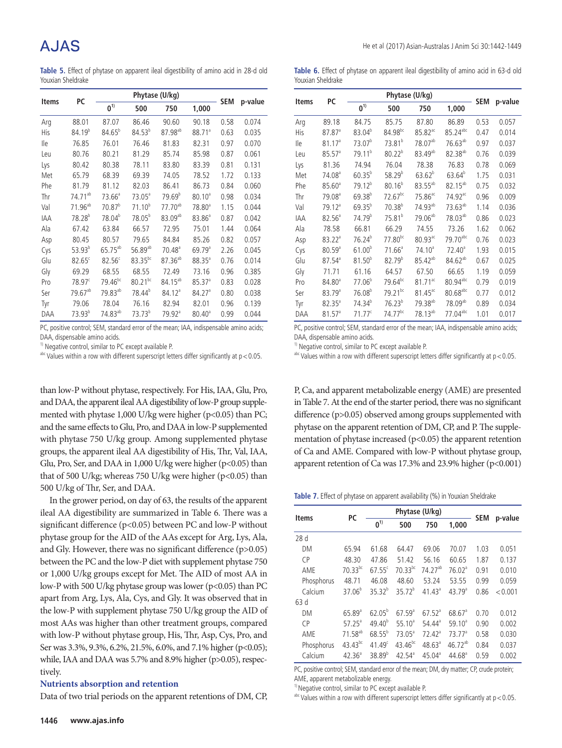**Table 5.** Effect of phytase on apparent ileal digestibility of amino acid in 28-d old Youxian Sheldrake

| Items | PC | Phytase (U/kg) | | | | SEM | p-value |
|---|---|---|---|---|---|---|---|
| | | 0[1)] | 500 | 750 | 1,000 | | |
| Arg | 88.01 | 87.07 | 86.46 | 90.60 | 90.18 | 0.58 | 0.074 |
| His | 84.19[b] | 84.65[b] | 84.53[b] | 87.98[ab] | 88.71[a] | 0.63 | 0.035 |
| Ile | 76.85 | 76.01 | 76.46 | 81.83 | 82.31 | 0.97 | 0.070 |
| Leu | 80.76 | 80.21 | 81.29 | 85.74 | 85.98 | 0.87 | 0.061 |
| Lys | 80.42 | 80.38 | 78.11 | 83.80 | 83.39 | 0.81 | 0.131 |
| Met | 65.79 | 68.39 | 69.39 | 74.05 | 78.52 | 1.72 | 0.133 |
| Phe | 81.79 | 81.12 | 82.03 | 86.41 | 86.73 | 0.84 | 0.060 |
| Thr | 74.71[ab] | 73.66[a] | 73.05[a] | 79.69[b] | 80.10[a] | 0.98 | 0.034 |
| Val | 71.96[ab] | 70.87[b] | 71.10[b] | 77.70[ab] | 78.80[a] | 1.15 | 0.044 |
| IAA | 78.28[b] | 78.04[b] | 78.05[b] | 83.09[ab] | 83.86[a] | 0.87 | 0.042 |
| Ala | 67.42 | 63.84 | 66.57 | 72.95 | 75.01 | 1.44 | 0.064 |
| Asp | 80.45 | 80.57 | 79.65 | 84.84 | 85.26 | 0.82 | 0.057 |
| Cys | 53.93[b] | 65.75[ab] | 56.89[ab] | 70.48[a] | 69.79[a] | 2.26 | 0.045 |
| Glu | 82.65[c] | 82.56[c] | 83.35[bc] | 87.36[ab] | 88.35[a] | 0.76 | 0.014 |
| Gly | 69.29 | 68.55 | 68.55 | 72.49 | 73.16 | 0.96 | 0.385 |
| Pro | 78.97[c] | 79.46[bc] | 80.21[bc] | 84.15[ab] | 85.37[a] | 0.83 | 0.028 |
| Ser | 79.67[ab] | 79.83[ab] | 78.44[b] | 84.12[a] | 84.27[a] | 0.80 | 0.038 |
| Tyr | 79.06 | 78.04 | 76.16 | 82.94 | 82.01 | 0.96 | 0.139 |
| DAA | 73.93[b] | 74.83[ab] | 73.73[b] | 79.92[a] | 80.40[a] | 0.99 | 0.044 |

PC, positive control; SEM, standard error of the mean; IAA, indispensable amino acids; DAA, dispensable amino acids.
[1)] Negative control, similar to PC except available P.
[abc] Values within a row with different superscript letters differ significantly at $p<0.05$.

**Table 6.** Effect of phytase on apparent ileal digestibility of amino acid in 63-d old Youxian Sheldrake

| Items | PC | Phytase (U/kg) | | | | SEM | p-value |
|---|---|---|---|---|---|---|---|
| | | 0[1)] | 500 | 750 | 1,000 | | |
| Arg | 89.18 | 84.75 | 85.75 | 87.80 | 86.89 | 0.53 | 0.057 |
| His | 87.87[a] | 83.04[b] | 84.98[bc] | 85.82[ac] | 85.24[abc] | 0.47 | 0.014 |
| Ile | 81.17[a] | 73.07[b] | 73.81[b] | 78.07[ab] | 76.63[ab] | 0.97 | 0.037 |
| Leu | 85.57[a] | 79.11[b] | 80.22[b] | 83.49[ab] | 82.38[ab] | 0.76 | 0.039 |
| Lys | 81.36 | 74.94 | 76.04 | 78.38 | 76.83 | 0.78 | 0.069 |
| Met | 74.08[a] | 60.35[b] | 58.29[b] | 63.62[b] | 63.64[b] | 1.75 | 0.031 |
| Phe | 85.60[a] | 79.12[b] | 80.16[b] | 83.55[ab] | 82.15[ab] | 0.75 | 0.032 |
| Thr | 79.08[a] | 69.38[b] | 72.67[bc] | 75.86[ac] | 74.92[ac] | 0.96 | 0.009 |
| Val | 79.12[a] | 69.35[b] | 70.38[b] | 74.93[ab] | 73.63[ab] | 1.14 | 0.036 |
| IAA | 82.56[a] | 74.79[b] | 75.81[b] | 79.06[ab] | 78.03[ab] | 0.86 | 0.023 |
| Ala | 78.58 | 66.81 | 66.29 | 74.55 | 73.26 | 1.62 | 0.062 |
| Asp | 83.22[a] | 76.24[b] | 77.80[bc] | 80.93[ac] | 79.70[abc] | 0.76 | 0.023 |
| Cys | 80.59[a] | 61.00[b] | 71.66[a] | 74.10[a] | 72.40[a] | 1.93 | 0.015 |
| Glu | 87.54[a] | 81.50[b] | 82.79[b] | 85.42[ab] | 84.62[ab] | 0.67 | 0.025 |
| Gly | 71.71 | 61.16 | 64.57 | 67.50 | 66.65 | 1.19 | 0.059 |
| Pro | 84.80[a] | 77.06[b] | 79.64[bc] | 81.71[ac] | 80.94[abc] | 0.79 | 0.019 |
| Ser | 83.79[a] | 76.08[b] | 79.21[bc] | 81.45[ac] | 80.68[abc] | 0.77 | 0.012 |
| Tyr | 82.35[a] | 74.34[b] | 76.23[b] | 79.38[ab] | 78.09[ab] | 0.89 | 0.034 |
| DAA | 81.57[a] | 71.77[c] | 74.77[bc] | 78.13[ab] | 77.04[abc] | 1.01 | 0.017 |

PC, positive control; SEM, standard error of the mean; IAA, indispensable amino acids; DAA, dispensable amino acids.
[1)] Negative control, similar to PC except available P.
[abc] Values within a row with different superscript letters differ significantly at $p<0.05$.

than low-P without phytase, respectively. For His, IAA, Glu, Pro, and DAA, the apparent ileal AA digestibility of low-P group supplemented with phytase 1,000 U/kg were higher ($p<0.05$) than PC; and the same effects to Glu, Pro, and DAA in low-P supplemented with phytase 750 U/kg group. Among supplemented phytase groups, the apparent ileal AA digestibility of His, Thr, Val, IAA, Glu, Pro, Ser, and DAA in 1,000 U/kg were higher ($p<0.05$) than that of 500 U/kg; whereas 750 U/kg were higher ($p<0.05$) than 500 U/kg of Thr, Ser, and DAA.

In the grower period, on day of 63, the results of the apparent ileal AA digestibility are summarized in Table 6. There was a significant difference ($p<0.05$) between PC and low-P without phytase group for the AID of the AAs except for Arg, Lys, Ala, and Gly. However, there was no significant difference ($p>0.05$) between the PC and the low-P diet with supplement phytase 750 or 1,000 U/kg groups except for Met. The AID of most AA in low-P with 500 U/kg phytase group was lower ($p<0.05$) than PC apart from Arg, Lys, Ala, Cys, and Gly. It was observed that in the low-P with supplement phytase 750 U/kg group the AID of most AAs was higher than other treatment groups, compared with low-P without phytase group, His, Thr, Asp, Cys, Pro, and Ser was 3.3%, 9.3%, 6.2%, 21.5%, 6.0%, and 7.1% higher ($p<0.05$); while, IAA and DAA was 5.7% and 8.9% higher ($p>0.05$), respectively.

### Nutrients absorption and retention

Data of two trial periods on the apparent retentions of DM, CP, P, Ca, and apparent metabolizable energy (AME) are presented in Table 7. At the end of the starter period, there was no significant difference ($p>0.05$) observed among groups supplemented with phytase on the apparent retention of DM, CP, and P. The supplementation of phytase increased ($p<0.05$) the apparent retention of Ca and AME. Compared with low-P without phytase group, apparent retention of Ca was 17.3% and 23.9% higher ($p<0.001$)

**Table 7.** Effect of phytase on apparent availability (%) in Youxian Sheldrake

| Items | PC | Phytase (U/kg) | | | | SEM | p-value |
|---|---|---|---|---|---|---|---|
| | | 0[1)] | 500 | 750 | 1,000 | | |
| 28 d | | | | | | | |
| DM | 65.94 | 61.68 | 64.47 | 69.06 | 70.07 | 1.03 | 0.051 |
| CP | 48.30 | 47.86 | 51.42 | 56.16 | 60.65 | 1.87 | 0.137 |
| AME | 70.33[bc] | 67.55[c] | 70.33[bc] | 74.27[ab] | 76.02[a] | 0.91 | 0.010 |
| Phosphorus | 48.71 | 46.08 | 48.60 | 53.24 | 53.55 | 0.99 | 0.059 |
| Calcium | 37.06[b] | 35.32[b] | 35.72[b] | 41.43[a] | 43.79[a] | 0.86 | <0.001 |
| 63 d | | | | | | | |
| DM | 65.89[a] | 62.05[b] | 67.59[a] | 67.52[a] | 68.67[a] | 0.70 | 0.012 |
| CP | 57.25[a] | 49.40[b] | 55.10[a] | 54.44[a] | 59.10[a] | 0.90 | 0.002 |
| AME | 71.58[ab] | 68.55[b] | 73.05[a] | 72.42[a] | 73.77[a] | 0.58 | 0.030 |
| Phosphorus | 43.43[bc] | 41.49[c] | 43.46[bc] | 48.63[a] | 46.72[ab] | 0.84 | 0.037 |
| Calcium | 42.36[a] | 38.89[b] | 42.54[a] | 45.04[a] | 44.68[a] | 0.59 | 0.002 |

PC, positive control; SEM, standard error of the mean; DM, dry matter; CP, crude protein; AME, apparent metabolizable energy.
[1)] Negative control, similar to PC except available P.
[abc] Values within a row with different superscript letters differ significantly at $p<0.05$.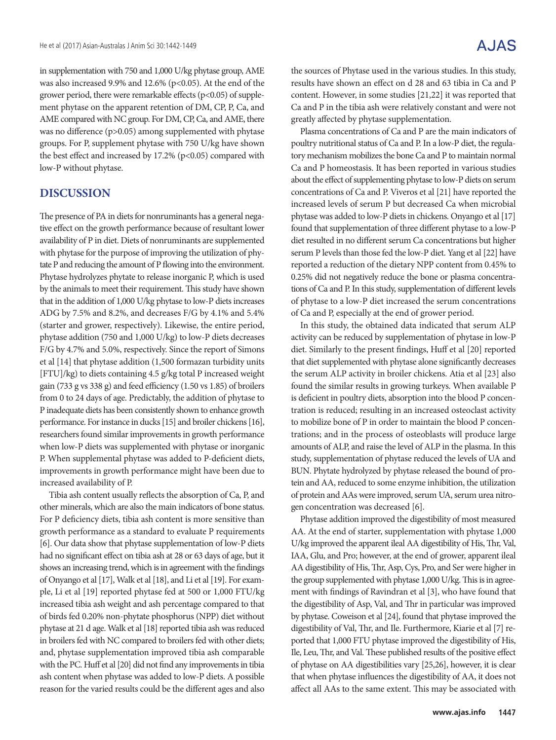in supplementation with 750 and 1,000 U/kg phytase group, AME was also increased 9.9% and 12.6% ($p<0.05$). At the end of the grower period, there were remarkable effects ($p<0.05$) of supplement phytase on the apparent retention of DM, CP, P, Ca, and AME compared with NC group. For DM, CP, Ca, and AME, there was no difference ($p>0.05$) among supplemented with phytase groups. For P, supplement phytase with 750 U/kg have shown the best effect and increased by 17.2% ($p<0.05$) compared with low-P without phytase.

## DISCUSSION

The presence of PA in diets for nonruminants has a general negative effect on the growth performance because of resultant lower availability of P in diet. Diets of nonruminants are supplemented with phytase for the purpose of improving the utilization of phytate P and reducing the amount of P flowing into the environment. Phytase hydrolyzes phytate to release inorganic P, which is used by the animals to meet their requirement. This study have shown that in the addition of 1,000 U/kg phytase to low-P diets increases ADG by 7.5% and 8.2%, and decreases F/G by 4.1% and 5.4% (starter and grower, respectively). Likewise, the entire period, phytase addition (750 and 1,000 U/kg) to low-P diets decreases F/G by 4.7% and 5.0%, respectively. Since the report of Simons et al [14] that phytase addition (1,500 formazan turbidity units [FTU]/kg) to diets containing 4.5 g/kg total P increased weight gain (733 g vs 338 g) and feed efficiency (1.50 vs 1.85) of broilers from 0 to 24 days of age. Predictably, the addition of phytase to P inadequate diets has been consistently shown to enhance growth performance. For instance in ducks [15] and broiler chickens [16], researchers found similar improvements in growth performance when low-P diets was supplemented with phytase or inorganic P. When supplemental phytase was added to P-deficient diets, improvements in growth performance might have been due to increased availability of P.

Tibia ash content usually reflects the absorption of Ca, P, and other minerals, which are also the main indicators of bone status. For P deficiency diets, tibia ash content is more sensitive than growth performance as a standard to evaluate P requirements [6]. Our data show that phytase supplementation of low-P diets had no significant effect on tibia ash at 28 or 63 days of age, but it shows an increasing trend, which is in agreement with the findings of Onyango et al [17], Walk et al [18], and Li et al [19]. For example, Li et al [19] reported phytase fed at 500 or 1,000 FTU/kg increased tibia ash weight and ash percentage compared to that of birds fed 0.20% non-phytate phosphorus (NPP) diet without phytase at 21 d age. Walk et al [18] reported tibia ash was reduced in broilers fed with NC compared to broilers fed with other diets; and, phytase supplementation improved tibia ash comparable with the PC. Huff et al [20] did not find any improvements in tibia ash content when phytase was added to low-P diets. A possible reason for the varied results could be the different ages and also the sources of Phytase used in the various studies. In this study, results have shown an effect on d 28 and 63 tibia in Ca and P content. However, in some studies [21,22] it was reported that Ca and P in the tibia ash were relatively constant and were not greatly affected by phytase supplementation.

Plasma concentrations of Ca and P are the main indicators of poultry nutritional status of Ca and P. In a low-P diet, the regulatory mechanism mobilizes the bone Ca and P to maintain normal Ca and P homeostasis. It has been reported in various studies about the effect of supplementing phytase to low-P diets on serum concentrations of Ca and P. Viveros et al [21] have reported the increased levels of serum P but decreased Ca when microbial phytase was added to low-P diets in chickens. Onyango et al [17] found that supplementation of three different phytase to a low-P diet resulted in no different serum Ca concentrations but higher serum P levels than those fed the low-P diet. Yang et al [22] have reported a reduction of the dietary NPP content from 0.45% to 0.25% did not negatively reduce the bone or plasma concentrations of Ca and P. In this study, supplementation of different levels of phytase to a low-P diet increased the serum concentrations of Ca and P, especially at the end of grower period.

In this study, the obtained data indicated that serum ALP activity can be reduced by supplementation of phytase in low-P diet. Similarly to the present findings, Huff et al [20] reported that diet supplemented with phytase alone significantly decreases the serum ALP activity in broiler chickens. Atia et al [23] also found the similar results in growing turkeys. When available P is deficient in poultry diets, absorption into the blood P concentration is reduced; resulting in an increased osteoclast activity to mobilize bone of P in order to maintain the blood P concentrations; and in the process of osteoblasts will produce large amounts of ALP, and raise the level of ALP in the plasma. In this study, supplementation of phytase reduced the levels of UA and BUN. Phytate hydrolyzed by phytase released the bound of protein and AA, reduced to some enzyme inhibition, the utilization of protein and AAs were improved, serum UA, serum urea nitrogen concentration was decreased [6].

Phytase addition improved the digestibility of most measured AA. At the end of starter, supplementation with phytase 1,000 U/kg improved the apparent ileal AA digestibility of His, Thr, Val, IAA, Glu, and Pro; however, at the end of grower, apparent ileal AA digestibility of His, Thr, Asp, Cys, Pro, and Ser were higher in the group supplemented with phytase 1,000 U/kg. This is in agreement with findings of Ravindran et al [3], who have found that the digestibility of Asp, Val, and Thr in particular was improved by phytase. Coweison et al [24], found that phytase improved the digestibility of Val, Thr, and Ile. Furthermore, Kiarie et al [7] reported that 1,000 FTU phytase improved the digestibility of His, Ile, Leu, Thr, and Val. These published results of the positive effect of phytase on AA digestibilities vary [25,26], however, it is clear that when phytase influences the digestibility of AA, it does not affect all AAs to the same extent. This may be associated with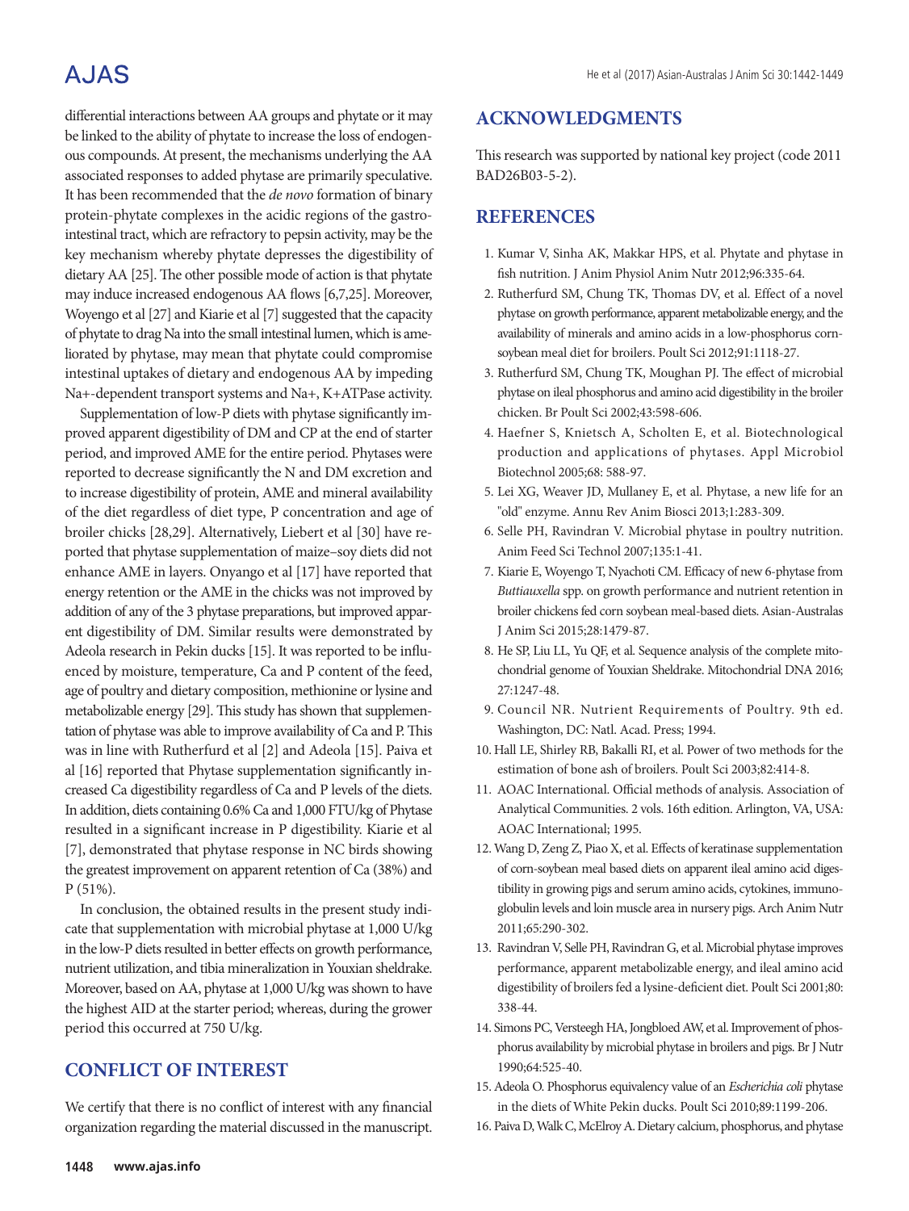differential interactions between AA groups and phytate or it may be linked to the ability of phytate to increase the loss of endogenous compounds. At present, the mechanisms underlying the AA associated responses to added phytase are primarily speculative. It has been recommended that the *de novo* formation of binary protein-phytate complexes in the acidic regions of the gastrointestinal tract, which are refractory to pepsin activity, may be the key mechanism whereby phytate depresses the digestibility of dietary AA [25]. The other possible mode of action is that phytate may induce increased endogenous AA flows [6,7,25]. Moreover, Woyengo et al [27] and Kiarie et al [7] suggested that the capacity of phytate to drag Na into the small intestinal lumen, which is ameliorated by phytase, may mean that phytate could compromise intestinal uptakes of dietary and endogenous AA by impeding $Na^+$-dependent transport systems and $Na^+$, $K^+$ATPase activity.

Supplementation of low-P diets with phytase significantly improved apparent digestibility of DM and CP at the end of starter period, and improved AME for the entire period. Phytases were reported to decrease significantly the N and DM excretion and to increase digestibility of protein, AME and mineral availability of the diet regardless of diet type, P concentration and age of broiler chicks [28,29]. Alternatively, Liebert et al [30] have reported that phytase supplementation of maize–soy diets did not enhance AME in layers. Onyango et al [17] have reported that energy retention or the AME in the chicks was not improved by addition of any of the 3 phytase preparations, but improved apparent digestibility of DM. Similar results were demonstrated by Adeola research in Pekin ducks [15]. It was reported to be influenced by moisture, temperature, Ca and P content of the feed, age of poultry and dietary composition, methionine or lysine and metabolizable energy [29]. This study has shown that supplementation of phytase was able to improve availability of Ca and P. This was in line with Rutherfurd et al [2] and Adeola [15]. Paiva et al [16] reported that Phytase supplementation significantly increased Ca digestibility regardless of Ca and P levels of the diets. In addition, diets containing 0.6% Ca and 1,000 FTU/kg of Phytase resulted in a significant increase in P digestibility. Kiarie et al [7], demonstrated that phytase response in NC birds showing the greatest improvement on apparent retention of Ca (38%) and P (51%).

In conclusion, the obtained results in the present study indicate that supplementation with microbial phytase at 1,000 U/kg in the low-P diets resulted in better effects on growth performance, nutrient utilization, and tibia mineralization in Youxian sheldrake. Moreover, based on AA, phytase at 1,000 U/kg was shown to have the highest AID at the starter period; whereas, during the grower period this occurred at 750 U/kg.

## CONFLICT OF INTEREST

We certify that there is no conflict of interest with any financial organization regarding the material discussed in the manuscript.

## ACKNOWLEDGMENTS

This research was supported by national key project (code 2011 BAD26B03-5-2).

## REFERENCES

1. Kumar V, Sinha AK, Makkar HPS, et al. Phytate and phytase in fish nutrition. J Anim Physiol Anim Nutr 2012;96:335-64.
2. Rutherfurd SM, Chung TK, Thomas DV, et al. Effect of a novel phytase on growth performance, apparent metabolizable energy, and the availability of minerals and amino acids in a low-phosphorus corn-soybean meal diet for broilers. Poult Sci 2012;91:1118-27.
3. Rutherfurd SM, Chung TK, Moughan PJ. The effect of microbial phytase on ileal phosphorus and amino acid digestibility in the broiler chicken. Br Poult Sci 2002;43:598-606.
4. Haefner S, Knietsch A, Scholten E, et al. Biotechnological production and applications of phytases. Appl Microbiol Biotechnol 2005;68: 588-97.
5. Lei XG, Weaver JD, Mullaney E, et al. Phytase, a new life for an "old" enzyme. Annu Rev Anim Biosci 2013;1:283-309.
6. Selle PH, Ravindran V. Microbial phytase in poultry nutrition. Anim Feed Sci Technol 2007;135:1-41.
7. Kiarie E, Woyengo T, Nyachoti CM. Efficacy of new 6-phytase from *Buttiauxella* spp. on growth performance and nutrient retention in broiler chickens fed corn soybean meal-based diets. Asian-Australas J Anim Sci 2015;28:1479-87.
8. He SP, Liu LL, Yu QF, et al. Sequence analysis of the complete mitochondrial genome of Youxian Sheldrake. Mitochondrial DNA 2016; 27:1247-48.
9. Council NR. Nutrient Requirements of Poultry. 9th ed. Washington, DC: Natl. Acad. Press; 1994.
10. Hall LE, Shirley RB, Bakalli RI, et al. Power of two methods for the estimation of bone ash of broilers. Poult Sci 2003;82:414-8.
11. AOAC International. Official methods of analysis. Association of Analytical Communities. 2 vols. 16th edition. Arlington, VA, USA: AOAC International; 1995.
12. Wang D, Zeng Z, Piao X, et al. Effects of keratinase supplementation of corn-soybean meal based diets on apparent ileal amino acid digestibility in growing pigs and serum amino acids, cytokines, immunoglobulin levels and loin muscle area in nursery pigs. Arch Anim Nutr 2011;65:290-302.
13. Ravindran V, Selle PH, Ravindran G, et al. Microbial phytase improves performance, apparent metabolizable energy, and ileal amino acid digestibility of broilers fed a lysine-deficient diet. Poult Sci 2001;80: 338-44.
14. Simons PC, Versteegh HA, Jongbloed AW, et al. Improvement of phosphorus availability by microbial phytase in broilers and pigs. Br J Nutr 1990;64:525-40.
15. Adeola O. Phosphorus equivalency value of an *Escherichia coli* phytase in the diets of White Pekin ducks. Poult Sci 2010;89:1199-206.
16. Paiva D, Walk C, McElroy A. Dietary calcium, phosphorus, and phytase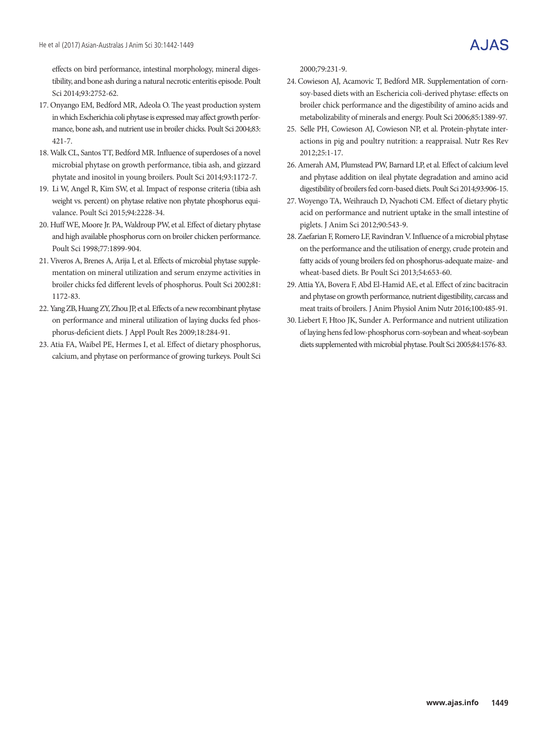effects on bird performance, intestinal morphology, mineral digestibility, and bone ash during a natural necrotic enteritis episode. Poult Sci 2014;93:2752-62.

17. Onyango EM, Bedford MR, Adeola O. The yeast production system in which Escherichia coli phytase is expressed may affect growth performance, bone ash, and nutrient use in broiler chicks. Poult Sci 2004;83:421-7.
18. Walk CL, Santos TT, Bedford MR. Influence of superdoses of a novel microbial phytase on growth performance, tibia ash, and gizzard phytate and inositol in young broilers. Poult Sci 2014;93:1172-7.
19. Li W, Angel R, Kim SW, et al. Impact of response criteria (tibia ash weight vs. percent) on phytase relative non phytate phosphorus equivalance. Poult Sci 2015;94:2228-34.
20. Huff WE, Moore Jr. PA, Waldroup PW, et al. Effect of dietary phytase and high available phosphorus corn on broiler chicken performance. Poult Sci 1998;77:1899-904.
21. Viveros A, Brenes A, Arija I, et al. Effects of microbial phytase supplementation on mineral utilization and serum enzyme activities in broiler chicks fed different levels of phosphorus. Poult Sci 2002;81:1172-83.
22. Yang ZB, Huang ZY, Zhou JP, et al. Effects of a new recombinant phytase on performance and mineral utilization of laying ducks fed phosphorus-deficient diets. J Appl Poult Res 2009;18:284-91.
23. Atia FA, Waibel PE, Hermes I, et al. Effect of dietary phosphorus, calcium, and phytase on performance of growing turkeys. Poult Sci 2000;79:231-9.
24. Cowieson AJ, Acamovic T, Bedford MR. Supplementation of corn-soy-based diets with an Eschericia coli-derived phytase: effects on broiler chick performance and the digestibility of amino acids and metabolizability of minerals and energy. Poult Sci 2006;85:1389-97.
25. Selle PH, Cowieson AJ, Cowieson NP, et al. Protein-phytate interactions in pig and poultry nutrition: a reappraisal. Nutr Res Rev 2012;25:1-17.
26. Amerah AM, Plumstead PW, Barnard LP, et al. Effect of calcium level and phytase addition on ileal phytate degradation and amino acid digestibility of broilers fed corn-based diets. Poult Sci 2014;93:906-15.
27. Woyengo TA, Weihrauch D, Nyachoti CM. Effect of dietary phytic acid on performance and nutrient uptake in the small intestine of piglets. J Anim Sci 2012;90:543-9.
28. Zaefarian F, Romero LF, Ravindran V. Influence of a microbial phytase on the performance and the utilisation of energy, crude protein and fatty acids of young broilers fed on phosphorus-adequate maize- and wheat-based diets. Br Poult Sci 2013;54:653-60.
29. Attia YA, Bovera F, Abd El-Hamid AE, et al. Effect of zinc bacitracin and phytase on growth performance, nutrient digestibility, carcass and meat traits of broilers. J Anim Physiol Anim Nutr 2016;100:485-91.
30. Liebert F, Htoo JK, Sunder A. Performance and nutrient utilization of laying hens fed low-phosphorus corn-soybean and wheat-soybean diets supplemented with microbial phytase. Poult Sci 2005;84:1576-83.